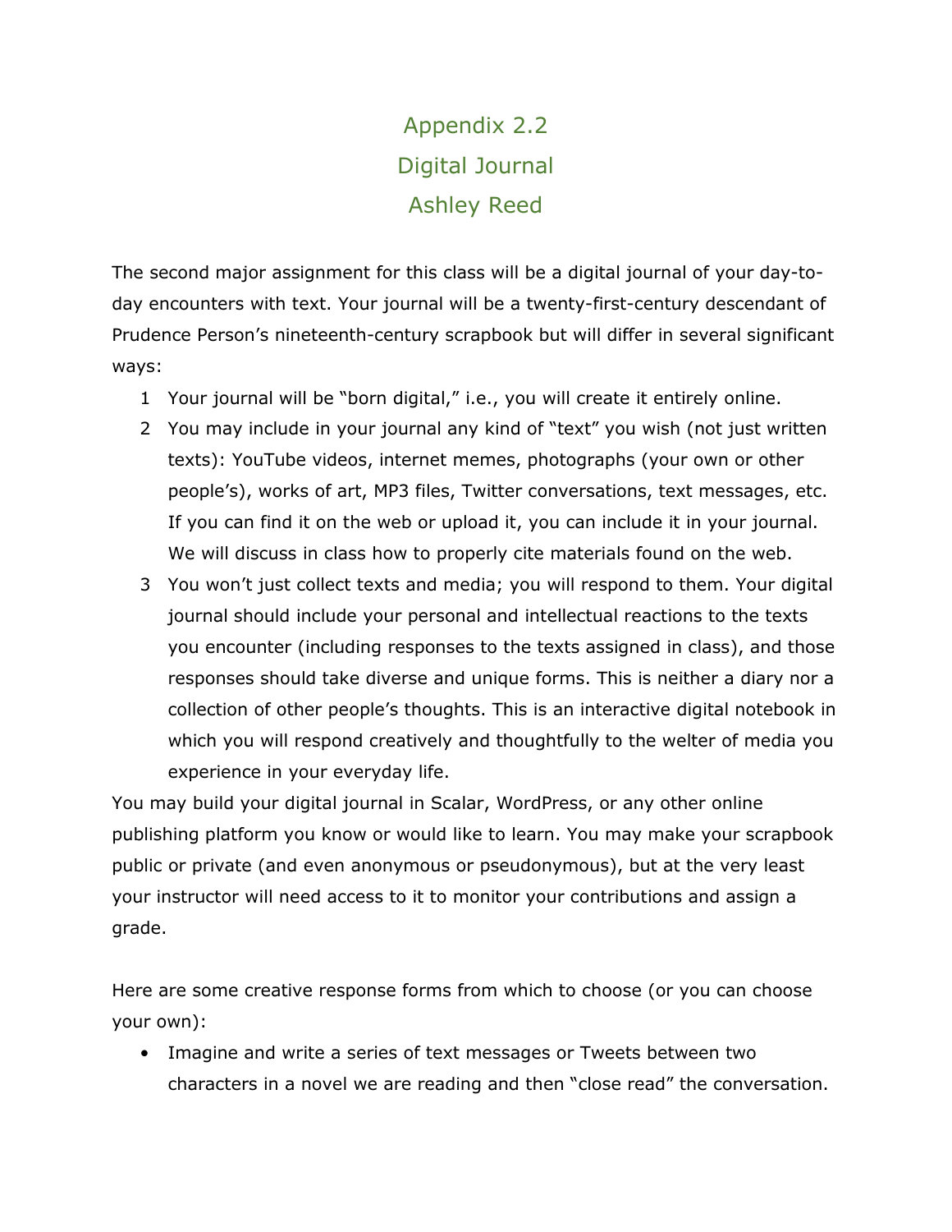# Appendix 2.2
## Digital Journal
### Ashley Reed

The second major assignment for this class will be a digital journal of your day-to-day encounters with text. Your journal will be a twenty-first-century descendant of Prudence Person's nineteenth-century scrapbook but will differ in several significant ways:

1. Your journal will be "born digital," i.e., you will create it entirely online.
2. You may include in your journal any kind of "text" you wish (not just written texts): YouTube videos, internet memes, photographs (your own or other people's), works of art, MP3 files, Twitter conversations, text messages, etc. If you can find it on the web or upload it, you can include it in your journal. We will discuss in class how to properly cite materials found on the web.
3. You won't just collect texts and media; you will respond to them. Your digital journal should include your personal and intellectual reactions to the texts you encounter (including responses to the texts assigned in class), and those responses should take diverse and unique forms. This is neither a diary nor a collection of other people's thoughts. This is an interactive digital notebook in which you will respond creatively and thoughtfully to the welter of media you experience in your everyday life.

You may build your digital journal in Scalar, WordPress, or any other online publishing platform you know or would like to learn. You may make your scrapbook public or private (and even anonymous or pseudonymous), but at the very least your instructor will need access to it to monitor your contributions and assign a grade.

Here are some creative response forms from which to choose (or you can choose your own):

- Imagine and write a series of text messages or Tweets between two characters in a novel we are reading and then "close read" the conversation.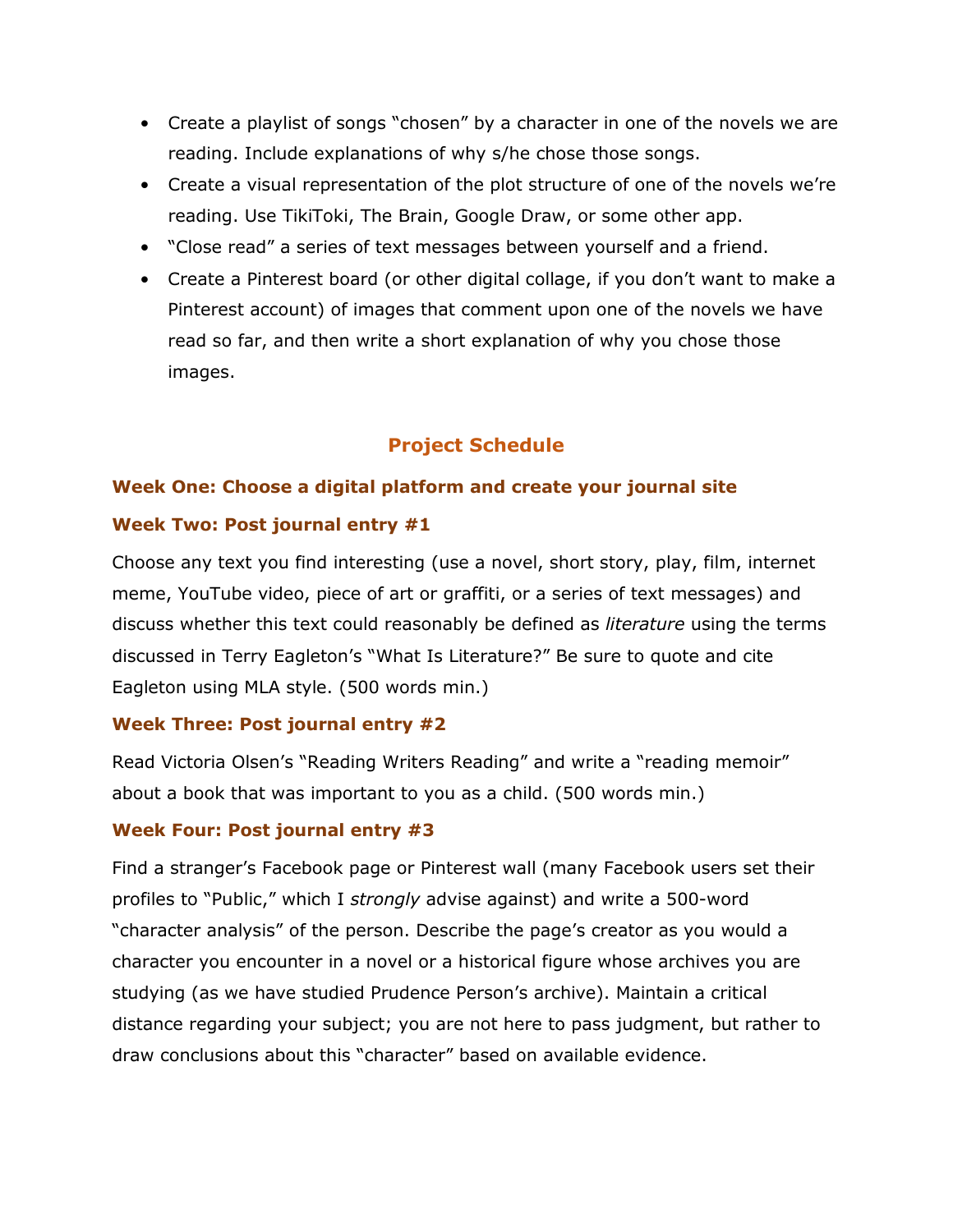- Create a playlist of songs "chosen" by a character in one of the novels we are reading. Include explanations of why s/he chose those songs.
- Create a visual representation of the plot structure of one of the novels we're reading. Use TikiToki, The Brain, Google Draw, or some other app.
- "Close read" a series of text messages between yourself and a friend.
- Create a Pinterest board (or other digital collage, if you don't want to make a Pinterest account) of images that comment upon one of the novels we have read so far, and then write a short explanation of why you chose those images.

## Project Schedule

### Week One: Choose a digital platform and create your journal site

### Week Two: Post journal entry #1

Choose any text you find interesting (use a novel, short story, play, film, internet meme, YouTube video, piece of art or graffiti, or a series of text messages) and discuss whether this text could reasonably be defined as *literature* using the terms discussed in Terry Eagleton's "What Is Literature?" Be sure to quote and cite Eagleton using MLA style. (500 words min.)

### Week Three: Post journal entry #2

Read Victoria Olsen's "Reading Writers Reading" and write a "reading memoir" about a book that was important to you as a child. (500 words min.)

### Week Four: Post journal entry #3

Find a stranger's Facebook page or Pinterest wall (many Facebook users set their profiles to "Public," which I *strongly* advise against) and write a 500-word "character analysis" of the person. Describe the page's creator as you would a character you encounter in a novel or a historical figure whose archives you are studying (as we have studied Prudence Person's archive). Maintain a critical distance regarding your subject; you are not here to pass judgment, but rather to draw conclusions about this "character" based on available evidence.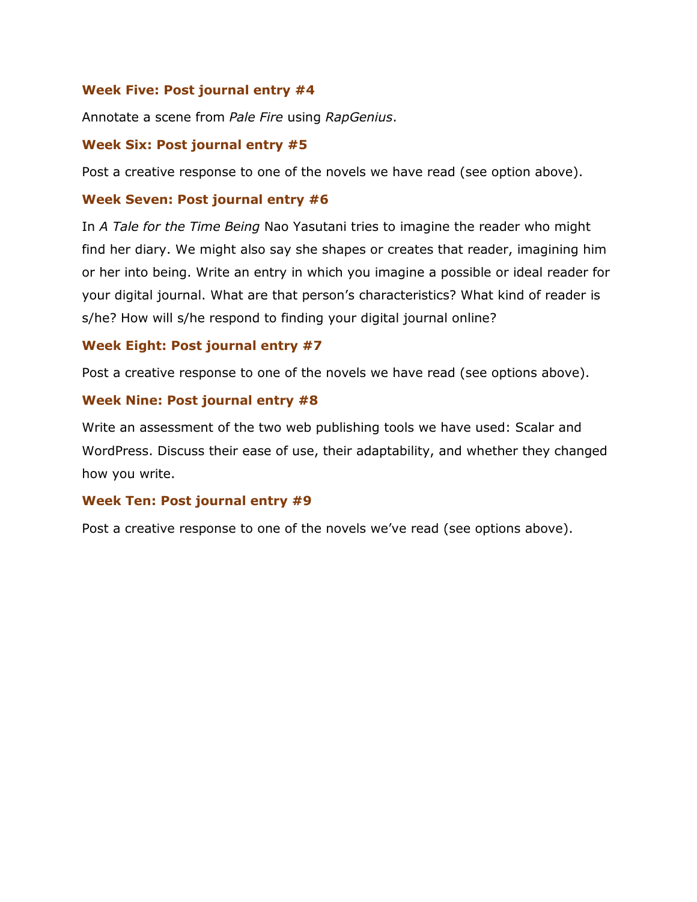### Week Five: Post journal entry #4

Annotate a scene from *Pale Fire* using *RapGenius*.

### Week Six: Post journal entry #5

Post a creative response to one of the novels we have read (see option above).

### Week Seven: Post journal entry #6

In *A Tale for the Time Being* Nao Yasutani tries to imagine the reader who might find her diary. We might also say she shapes or creates that reader, imagining him or her into being. Write an entry in which you imagine a possible or ideal reader for your digital journal. What are that person's characteristics? What kind of reader is s/he? How will s/he respond to finding your digital journal online?

### Week Eight: Post journal entry #7

Post a creative response to one of the novels we have read (see options above).

### Week Nine: Post journal entry #8

Write an assessment of the two web publishing tools we have used: Scalar and WordPress. Discuss their ease of use, their adaptability, and whether they changed how you write.

### Week Ten: Post journal entry #9

Post a creative response to one of the novels we've read (see options above).